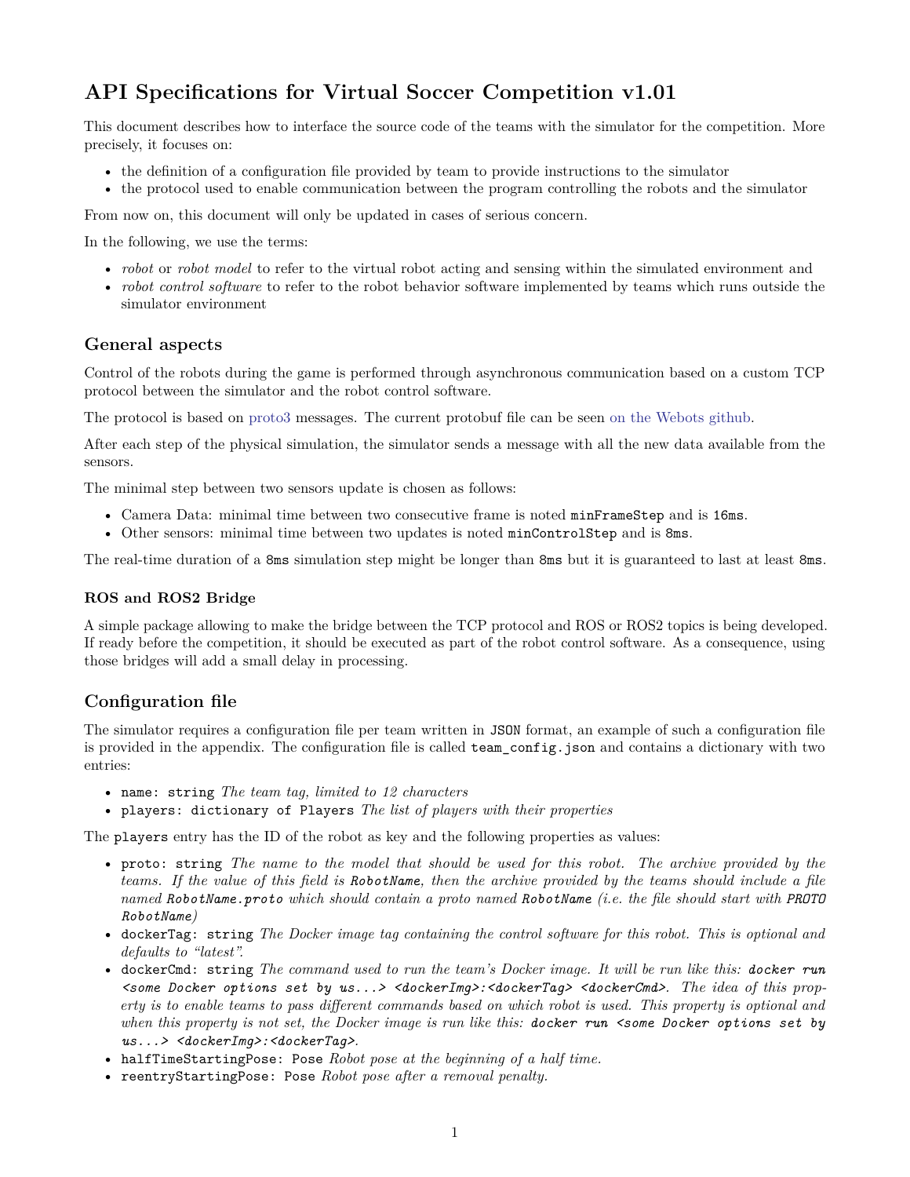# API Specifications for Virtual Soccer Competition v1.01

This document describes how to interface the source code of the teams with the simulator for the competition. More precisely, it focuses on:

- the definition of a configuration file provided by team to provide instructions to the simulator
- the protocol used to enable communication between the program controlling the robots and the simulator

From now on, this document will only be updated in cases of serious concern.

In the following, we use the terms:

- *robot* or *robot model* to refer to the virtual robot acting and sensing within the simulated environment and
- *robot control software* to refer to the robot behavior software implemented by teams which runs outside the simulator environment

## General aspects

Control of the robots during the game is performed through asynchronous communication based on a custom TCP protocol between the simulator and the robot control software.

The protocol is based on proto3 messages. The current protobuf file can be seen on the Webots github.

After each step of the physical simulation, the simulator sends a message with all the new data available from the sensors.

The minimal step between two sensors update is chosen as follows:

- Camera Data: minimal time between two consecutive frame is noted `minFrameStep` and is `16ms`.
- Other sensors: minimal time between two updates is noted `minControlStep` and is `8ms`.

The real-time duration of a `8ms` simulation step might be longer than `8ms` but it is guaranteed to last at least `8ms`.

### ROS and ROS2 Bridge

A simple package allowing to make the bridge between the TCP protocol and ROS or ROS2 topics is being developed. If ready before the competition, it should be executed as part of the robot control software. As a consequence, using those bridges will add a small delay in processing.

## Configuration file

The simulator requires a configuration file per team written in `JSON` format, an example of such a configuration file is provided in the appendix. The configuration file is called `team_config.json` and contains a dictionary with two entries:

- `name: string` *The team tag, limited to 12 characters*
- `players: dictionary of Players` *The list of players with their properties*

The `players` entry has the ID of the robot as key and the following properties as values:

- `proto: string` *The name to the model that should be used for this robot. The archive provided by the teams. If the value of this field is `RobotName`, then the archive provided by the teams should include a file named `RobotName.proto` which should contain a proto named `RobotName` (i.e. the file should start with `PROTO RobotName`)*
- `dockerTag: string` *The Docker image tag containing the control software for this robot. This is optional and defaults to "latest".*
- `dockerCmd: string` *The command used to run the team's Docker image. It will be run like this: `docker run <some Docker options set by us...> <dockerImg>:<dockerTag> <dockerCmd>`. The idea of this property is to enable teams to pass different commands based on which robot is used. This property is optional and when this property is not set, the Docker image is run like this: `docker run <some Docker options set by us...> <dockerImg>:<dockerTag>`.*
- `halfTimeStartingPose: Pose` *Robot pose at the beginning of a half time.*
- `reentryStartingPose: Pose` *Robot pose after a removal penalty.*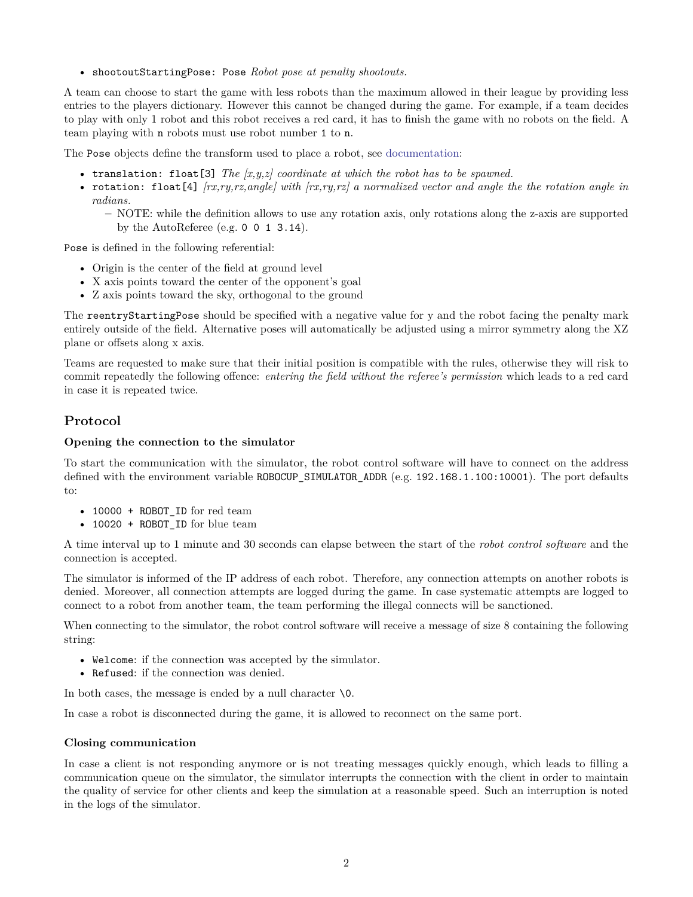- `shootoutStartingPose: Pose` *Robot pose at penalty shootouts.*

A team can choose to start the game with less robots than the maximum allowed in their league by providing less entries to the players dictionary. However this cannot be changed during the game. For example, if a team decides to play with only 1 robot and this robot receives a red card, it has to finish the game with no robots on the field. A team playing with `n` robots must use robot number `1` to `n`.

The `Pose` objects define the transform used to place a robot, see documentation:

- `translation: float[3]` *The [x,y,z] coordinate at which the robot has to be spawned.*
- `rotation: float[4]` *[rx,ry,rz,angle] with [rx,ry,rz] a normalized vector and angle the the rotation angle in radians.*
  - NOTE: while the definition allows to use any rotation axis, only rotations along the z-axis are supported by the AutoReferee (e.g. `0 0 1 3.14`).

`Pose` is defined in the following referential:

- Origin is the center of the field at ground level
- X axis points toward the center of the opponent's goal
- Z axis points toward the sky, orthogonal to the ground

The `reentryStartingPose` should be specified with a negative value for y and the robot facing the penalty mark entirely outside of the field. Alternative poses will automatically be adjusted using a mirror symmetry along the XZ plane or offsets along x axis.

Teams are requested to make sure that their initial position is compatible with the rules, otherwise they will risk to commit repeatedly the following offence: *entering the field without the referee's permission* which leads to a red card in case it is repeated twice.

## Protocol

### Opening the connection to the simulator

To start the communication with the simulator, the robot control software will have to connect on the address defined with the environment variable `ROBOCUP_SIMULATOR_ADDR` (e.g. `192.168.1.100:10001`). The port defaults to:

- `10000 + ROBOT_ID` for red team
- `10020 + ROBOT_ID` for blue team

A time interval up to 1 minute and 30 seconds can elapse between the start of the *robot control software* and the connection is accepted.

The simulator is informed of the IP address of each robot. Therefore, any connection attempts on another robots is denied. Moreover, all connection attempts are logged during the game. In case systematic attempts are logged to connect to a robot from another team, the team performing the illegal connects will be sanctioned.

When connecting to the simulator, the robot control software will receive a message of size 8 containing the following string:

- `Welcome`: if the connection was accepted by the simulator.
- `Refused`: if the connection was denied.

In both cases, the message is ended by a null character `\0`.

In case a robot is disconnected during the game, it is allowed to reconnect on the same port.

### Closing communication

In case a client is not responding anymore or is not treating messages quickly enough, which leads to filling a communication queue on the simulator, the simulator interrupts the connection with the client in order to maintain the quality of service for other clients and keep the simulation at a reasonable speed. Such an interruption is noted in the logs of the simulator.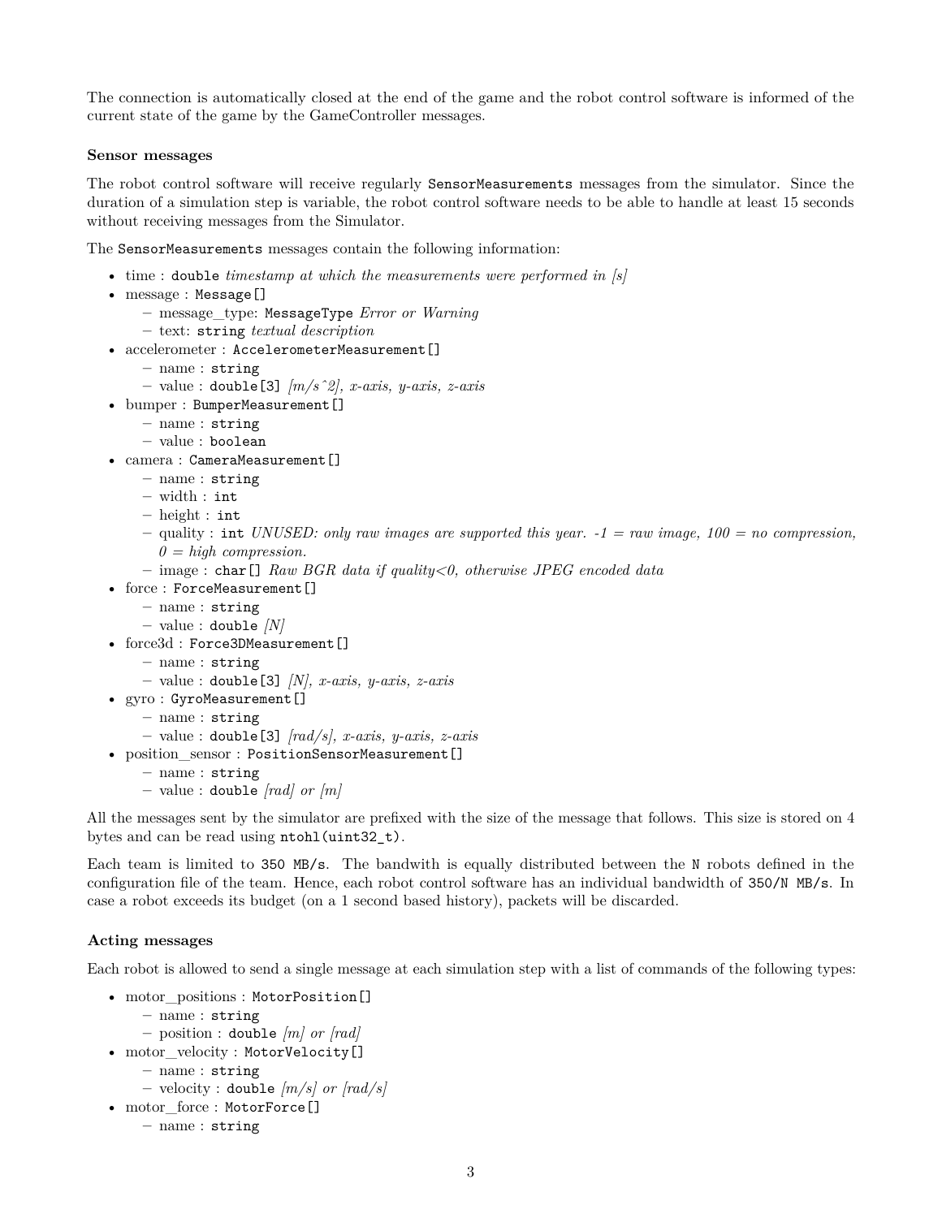The connection is automatically closed at the end of the game and the robot control software is informed of the current state of the game by the GameController messages.

### Sensor messages

The robot control software will receive regularly `SensorMeasurements` messages from the simulator. Since the duration of a simulation step is variable, the robot control software needs to be able to handle at least 15 seconds without receiving messages from the Simulator.

The `SensorMeasurements` messages contain the following information:

- time : `double` *timestamp at which the measurements were performed in [s]*
- message : `Message[]`
  - message_type: `MessageType` *Error or Warning*
  - text: `string` *textual description*
- accelerometer : `AccelerometerMeasurement[]`
  - name : `string`
  - value : `double[3]` *[m/s^2], x-axis, y-axis, z-axis*
- bumper : `BumperMeasurement[]`
  - name : `string`
  - value : `boolean`
- camera : `CameraMeasurement[]`
  - name : `string`
  - width : `int`
  - height : `int`
  - quality : `int` *UNUSED: only raw images are supported this year. -1 = raw image, 100 = no compression, 0 = high compression.*
  - image : `char[]` *Raw BGR data if quality<0, otherwise JPEG encoded data*
- force : `ForceMeasurement[]`
  - name : `string`
  - value : `double` *[N]*
- force3d : `Force3DMeasurement[]`
  - name : `string`
  - value : `double[3]` *[N], x-axis, y-axis, z-axis*
- gyro : `GyroMeasurement[]`
  - name : `string`
  - value : `double[3]` *[rad/s], x-axis, y-axis, z-axis*
- position_sensor : `PositionSensorMeasurement[]`
  - name : `string`
  - value : `double` *[rad] or [m]*

All the messages sent by the simulator are prefixed with the size of the message that follows. This size is stored on 4 bytes and can be read using `ntohl(uint32_t)`.

Each team is limited to `350 MB/s`. The bandwith is equally distributed between the `N` robots defined in the configuration file of the team. Hence, each robot control software has an individual bandwidth of `350/N MB/s`. In case a robot exceeds its budget (on a 1 second based history), packets will be discarded.

### Acting messages

Each robot is allowed to send a single message at each simulation step with a list of commands of the following types:

- motor_positions : `MotorPosition[]`
  - name : `string`
  - position : `double` *[m] or [rad]*
- motor_velocity : `MotorVelocity[]`
  - name : `string`
  - velocity : `double` *[m/s] or [rad/s]*
- motor_force : `MotorForce[]`
  - name : `string`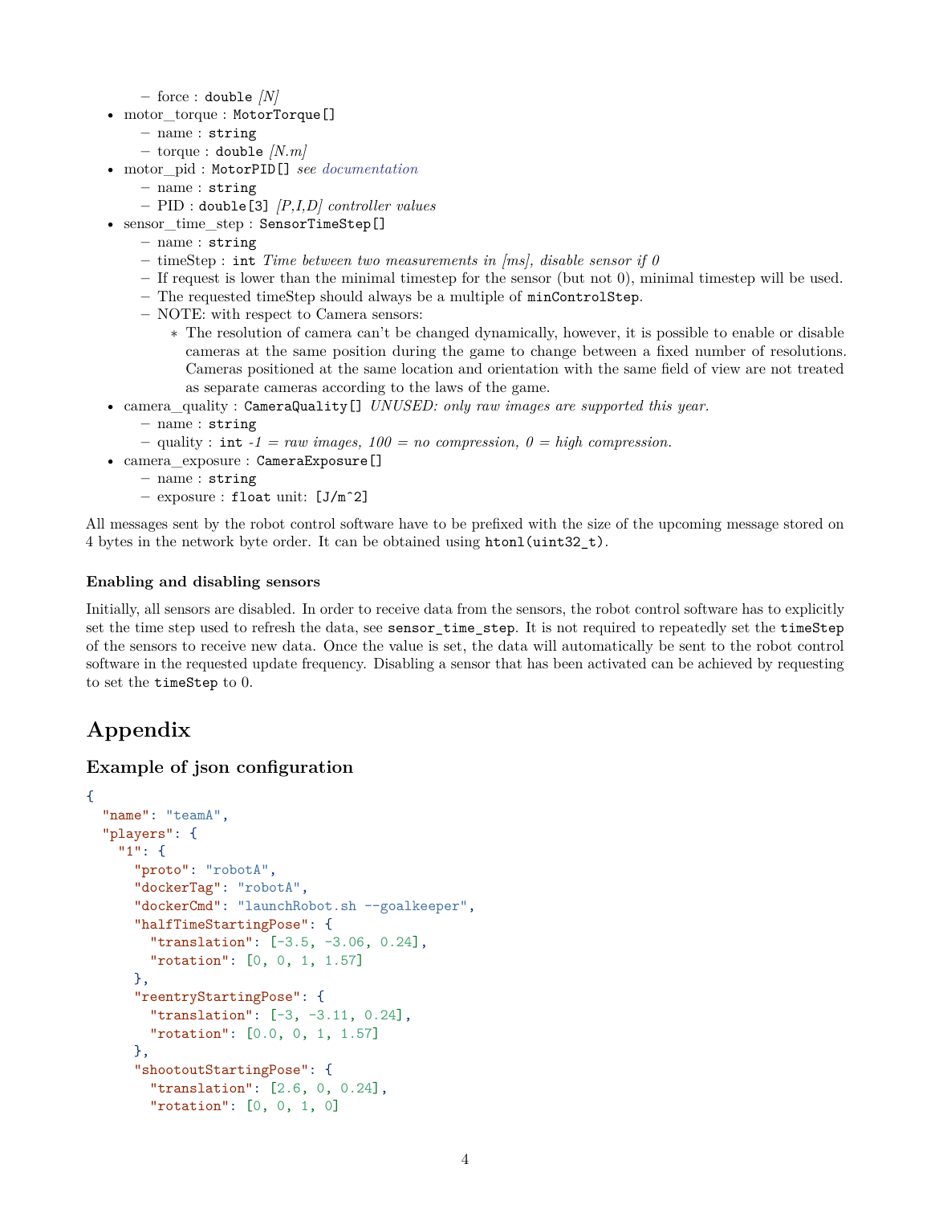- force : `double` *[N]*
- motor_torque : `MotorTorque[]`
  - name : `string`
  - torque : `double` *[N.m]*
- motor_pid : `MotorPID[]` *see documentation*
  - name : `string`
  - PID : `double[3]` *[P,I,D] controller values*
- sensor_time_step : `SensorTimeStep[]`
  - name : `string`
  - timeStep : `int` *Time between two measurements in [ms], disable sensor if 0*
  - If request is lower than the minimal timestep for the sensor (but not 0), minimal timestep will be used.
  - The requested timeStep should always be a multiple of `minControlStep`.
  - NOTE: with respect to Camera sensors:
    - The resolution of camera can't be changed dynamically, however, it is possible to enable or disable cameras at the same position during the game to change between a fixed number of resolutions. Cameras positioned at the same location and orientation with the same field of view are not treated as separate cameras according to the laws of the game.
- camera_quality : `CameraQuality[]` *UNUSED: only raw images are supported this year.*
  - name : `string`
  - quality : `int` *-1 = raw images, 100 = no compression, 0 = high compression.*
- camera_exposure : `CameraExposure[]`
  - name : `string`
  - exposure : `float` unit: `[J/m^2]`

All messages sent by the robot control software have to be prefixed with the size of the upcoming message stored on 4 bytes in the network byte order. It can be obtained using `htonl(uint32_t)`.

### Enabling and disabling sensors

Initially, all sensors are disabled. In order to receive data from the sensors, the robot control software has to explicitly set the time step used to refresh the data, see `sensor_time_step`. It is not required to repeatedly set the `timeStep` of the sensors to receive new data. Once the value is set, the data will automatically be sent to the robot control software in the requested update frequency. Disabling a sensor that has been activated can be achieved by requesting to set the `timeStep` to 0.

## Appendix

### Example of json configuration

```json
{
  "name": "teamA",
  "players": {
    "1": {
      "proto": "robotA",
      "dockerTag": "robotA",
      "dockerCmd": "launchRobot.sh --goalkeeper",
      "halfTimeStartingPose": {
        "translation": [-3.5, -3.06, 0.24],
        "rotation": [0, 0, 1, 1.57]
      },
      "reentryStartingPose": {
        "translation": [-3, -3.11, 0.24],
        "rotation": [0.0, 0, 1, 1.57]
      },
      "shootoutStartingPose": {
        "translation": [2.6, 0, 0.24],
        "rotation": [0, 0, 1, 0]
```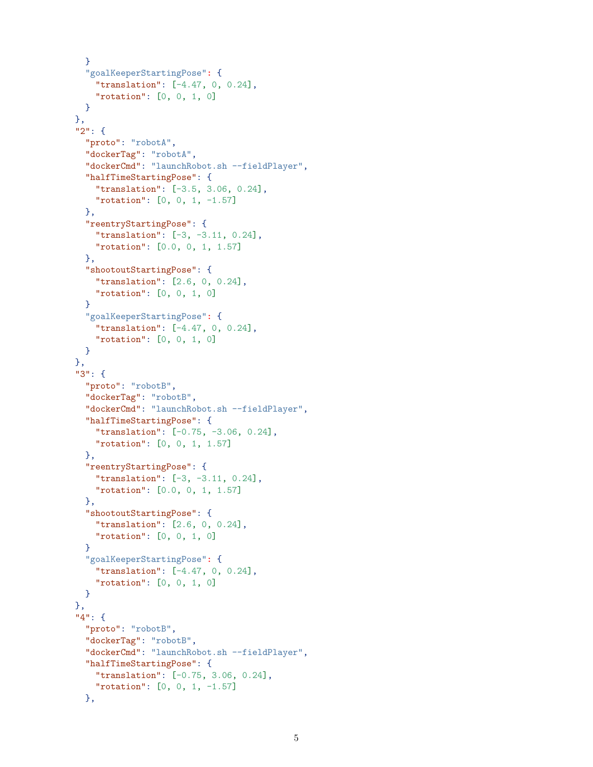```
    }
    "goalKeeperStartingPose": {
      "translation": [-4.47, 0, 0.24],
      "rotation": [0, 0, 1, 0]
    }
  },
  "2": {
    "proto": "robotA",
    "dockerTag": "robotA",
    "dockerCmd": "launchRobot.sh --fieldPlayer",
    "halfTimeStartingPose": {
      "translation": [-3.5, 3.06, 0.24],
      "rotation": [0, 0, 1, -1.57]
    },
    "reentryStartingPose": {
      "translation": [-3, -3.11, 0.24],
      "rotation": [0.0, 0, 1, 1.57]
    },
    "shootoutStartingPose": {
      "translation": [2.6, 0, 0.24],
      "rotation": [0, 0, 1, 0]
    }
    "goalKeeperStartingPose": {
      "translation": [-4.47, 0, 0.24],
      "rotation": [0, 0, 1, 0]
    }
  },
  "3": {
    "proto": "robotB",
    "dockerTag": "robotB",
    "dockerCmd": "launchRobot.sh --fieldPlayer",
    "halfTimeStartingPose": {
      "translation": [-0.75, -3.06, 0.24],
      "rotation": [0, 0, 1, 1.57]
    },
    "reentryStartingPose": {
      "translation": [-3, -3.11, 0.24],
      "rotation": [0.0, 0, 1, 1.57]
    },
    "shootoutStartingPose": {
      "translation": [2.6, 0, 0.24],
      "rotation": [0, 0, 1, 0]
    }
    "goalKeeperStartingPose": {
      "translation": [-4.47, 0, 0.24],
      "rotation": [0, 0, 1, 0]
    }
  },
  "4": {
    "proto": "robotB",
    "dockerTag": "robotB",
    "dockerCmd": "launchRobot.sh --fieldPlayer",
    "halfTimeStartingPose": {
      "translation": [-0.75, 3.06, 0.24],
      "rotation": [0, 0, 1, -1.57]
    },
```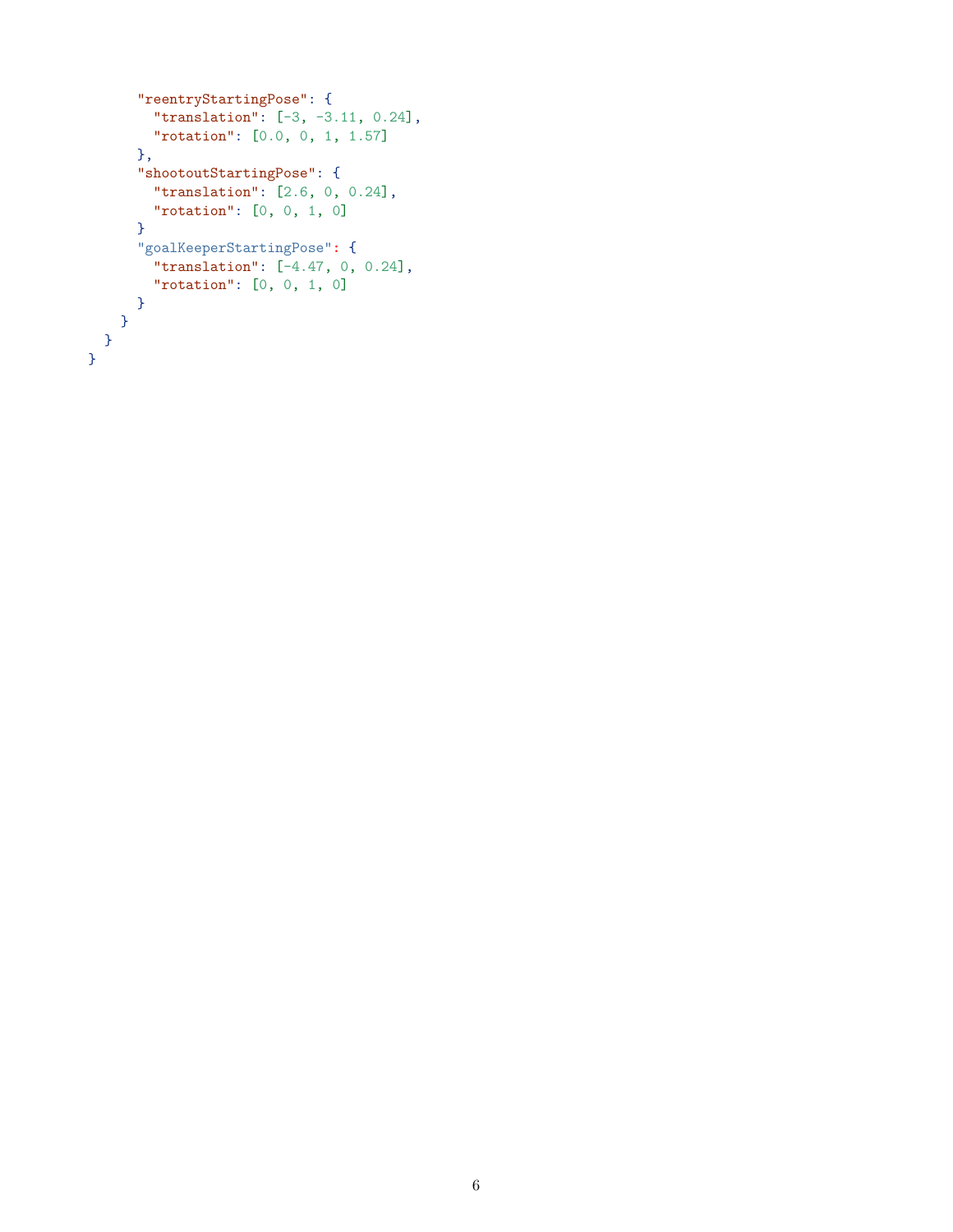```
      "reentryStartingPose": {
        "translation": [-3, -3.11, 0.24],
        "rotation": [0.0, 0, 1, 1.57]
      },
      "shootoutStartingPose": {
        "translation": [2.6, 0, 0.24],
        "rotation": [0, 0, 1, 0]
      }
      "goalKeeperStartingPose": {
        "translation": [-4.47, 0, 0.24],
        "rotation": [0, 0, 1, 0]
      }
    }
  }
}
```